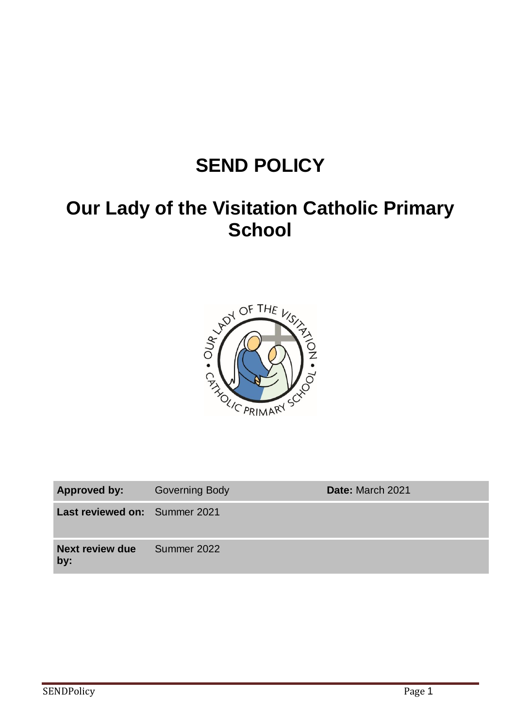# SEND POLICY

# Our Lady of the Visitation Catholic Primary School

| Approved by: | Governing Body | Date: March 2021 |
| --- | --- | --- |
| Last reviewed on: | Summer 2021 | |
| Next review due by: | Summer 2022 | |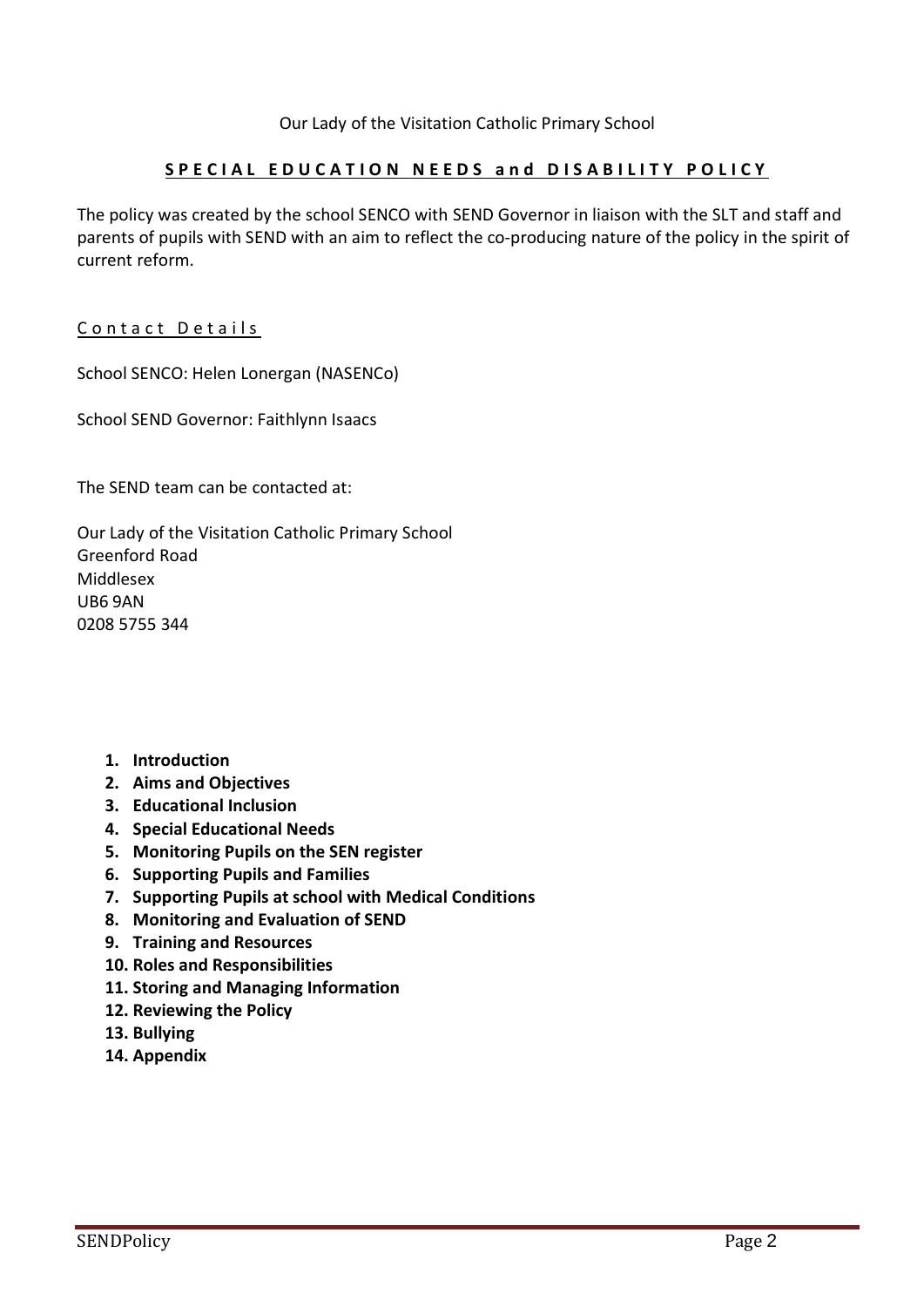Our Lady of the Visitation Catholic Primary School

# SPECIAL EDUCATION NEEDS and DISABILITY POLICY

The policy was created by the school SENCO with SEND Governor in liaison with the SLT and staff and parents of pupils with SEND with an aim to reflect the co-producing nature of the policy in the spirit of current reform.

## Contact Details

School SENCO: Helen Lonergan (NASENCo)

School SEND Governor: Faithlynn Isaacs

The SEND team can be contacted at:

Our Lady of the Visitation Catholic Primary School
Greenford Road
Middlesex
UB6 9AN
0208 5755 344

1. **Introduction**
2. **Aims and Objectives**
3. **Educational Inclusion**
4. **Special Educational Needs**
5. **Monitoring Pupils on the SEN register**
6. **Supporting Pupils and Families**
7. **Supporting Pupils at school with Medical Conditions**
8. **Monitoring and Evaluation of SEND**
9. **Training and Resources**
10. **Roles and Responsibilities**
11. **Storing and Managing Information**
12. **Reviewing the Policy**
13. **Bullying**
14. **Appendix**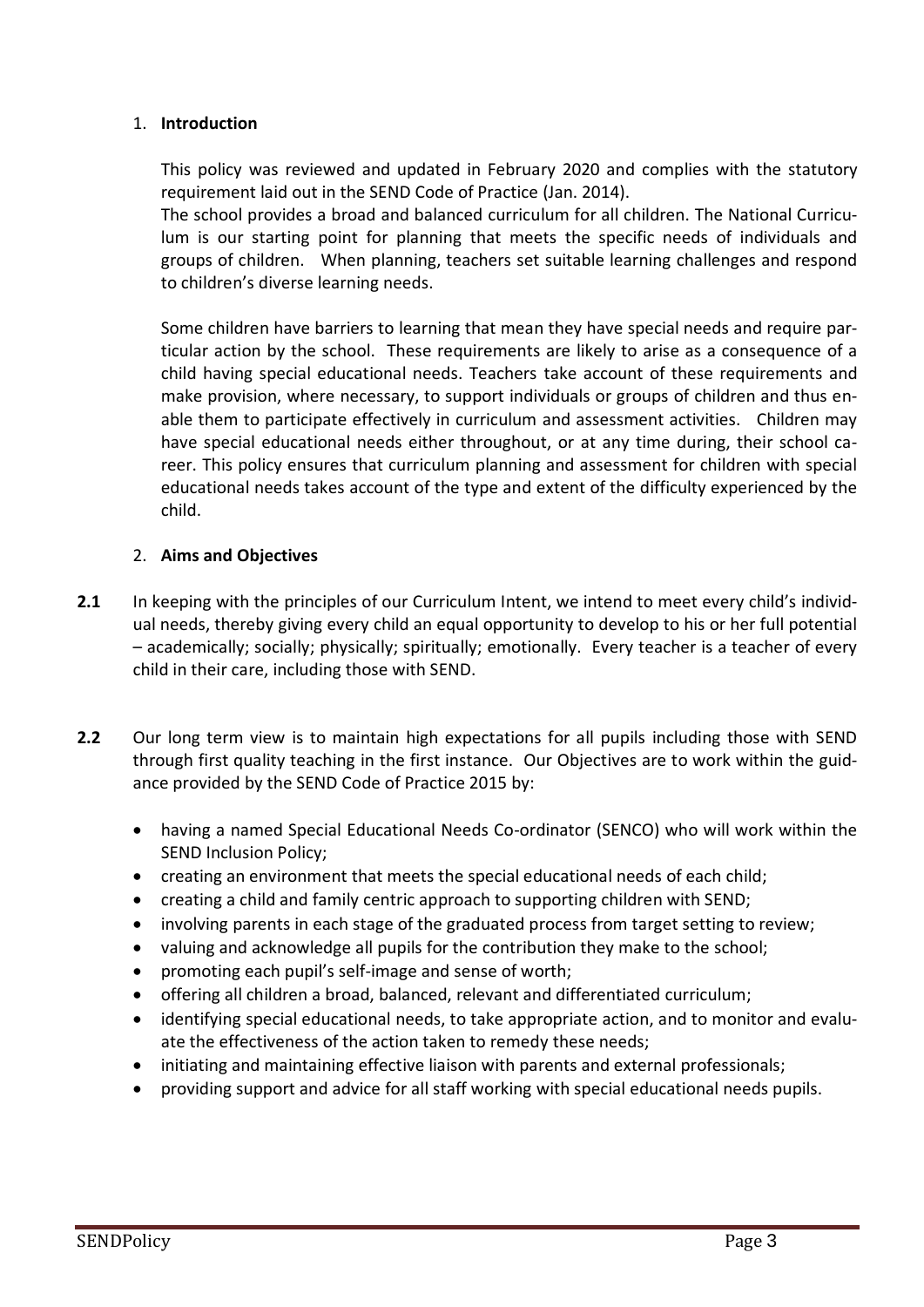## 1. **Introduction**

This policy was reviewed and updated in February 2020 and complies with the statutory requirement laid out in the SEND Code of Practice (Jan. 2014).

The school provides a broad and balanced curriculum for all children. The National Curriculum is our starting point for planning that meets the specific needs of individuals and groups of children. When planning, teachers set suitable learning challenges and respond to children's diverse learning needs.

Some children have barriers to learning that mean they have special needs and require particular action by the school. These requirements are likely to arise as a consequence of a child having special educational needs. Teachers take account of these requirements and make provision, where necessary, to support individuals or groups of children and thus enable them to participate effectively in curriculum and assessment activities. Children may have special educational needs either throughout, or at any time during, their school career. This policy ensures that curriculum planning and assessment for children with special educational needs takes account of the type and extent of the difficulty experienced by the child.

## 2. **Aims and Objectives**

**2.1** In keeping with the principles of our Curriculum Intent, we intend to meet every child's individual needs, thereby giving every child an equal opportunity to develop to his or her full potential – academically; socially; physically; spiritually; emotionally. Every teacher is a teacher of every child in their care, including those with SEND.

**2.2** Our long term view is to maintain high expectations for all pupils including those with SEND through first quality teaching in the first instance. Our Objectives are to work within the guidance provided by the SEND Code of Practice 2015 by:

- having a named Special Educational Needs Co-ordinator (SENCO) who will work within the SEND Inclusion Policy;
- creating an environment that meets the special educational needs of each child;
- creating a child and family centric approach to supporting children with SEND;
- involving parents in each stage of the graduated process from target setting to review;
- valuing and acknowledge all pupils for the contribution they make to the school;
- promoting each pupil's self-image and sense of worth;
- offering all children a broad, balanced, relevant and differentiated curriculum;
- identifying special educational needs, to take appropriate action, and to monitor and evaluate the effectiveness of the action taken to remedy these needs;
- initiating and maintaining effective liaison with parents and external professionals;
- providing support and advice for all staff working with special educational needs pupils.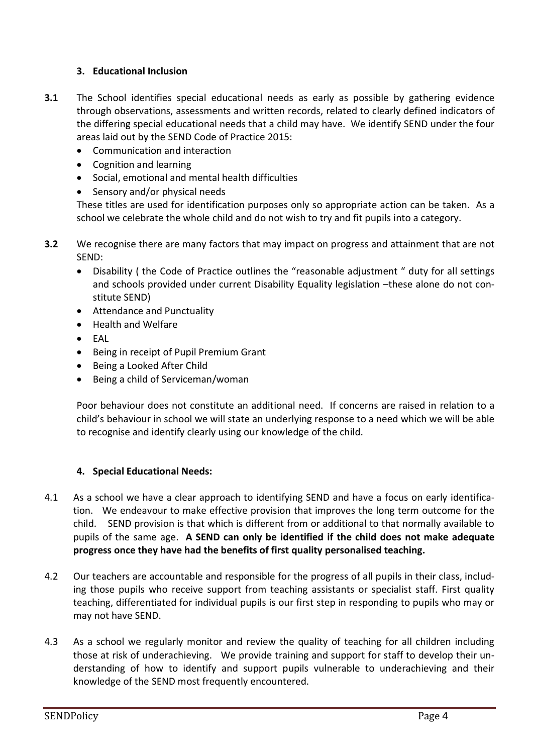## 3. Educational Inclusion

**3.1** The School identifies special educational needs as early as possible by gathering evidence through observations, assessments and written records, related to clearly defined indicators of the differing special educational needs that a child may have. We identify SEND under the four areas laid out by the SEND Code of Practice 2015:

- Communication and interaction
- Cognition and learning
- Social, emotional and mental health difficulties
- Sensory and/or physical needs

These titles are used for identification purposes only so appropriate action can be taken. As a school we celebrate the whole child and do not wish to try and fit pupils into a category.

**3.2** We recognise there are many factors that may impact on progress and attainment that are not SEND:

- Disability ( the Code of Practice outlines the "reasonable adjustment " duty for all settings and schools provided under current Disability Equality legislation –these alone do not constitute SEND)
- Attendance and Punctuality
- Health and Welfare
- EAL
- Being in receipt of Pupil Premium Grant
- Being a Looked After Child
- Being a child of Serviceman/woman

Poor behaviour does not constitute an additional need. If concerns are raised in relation to a child's behaviour in school we will state an underlying response to a need which we will be able to recognise and identify clearly using our knowledge of the child.

## 4. Special Educational Needs:

4.1 As a school we have a clear approach to identifying SEND and have a focus on early identification. We endeavour to make effective provision that improves the long term outcome for the child. SEND provision is that which is different from or additional to that normally available to pupils of the same age. **A SEND can only be identified if the child does not make adequate progress once they have had the benefits of first quality personalised teaching.**

4.2 Our teachers are accountable and responsible for the progress of all pupils in their class, including those pupils who receive support from teaching assistants or specialist staff. First quality teaching, differentiated for individual pupils is our first step in responding to pupils who may or may not have SEND.

4.3 As a school we regularly monitor and review the quality of teaching for all children including those at risk of underachieving. We provide training and support for staff to develop their understanding of how to identify and support pupils vulnerable to underachieving and their knowledge of the SEND most frequently encountered.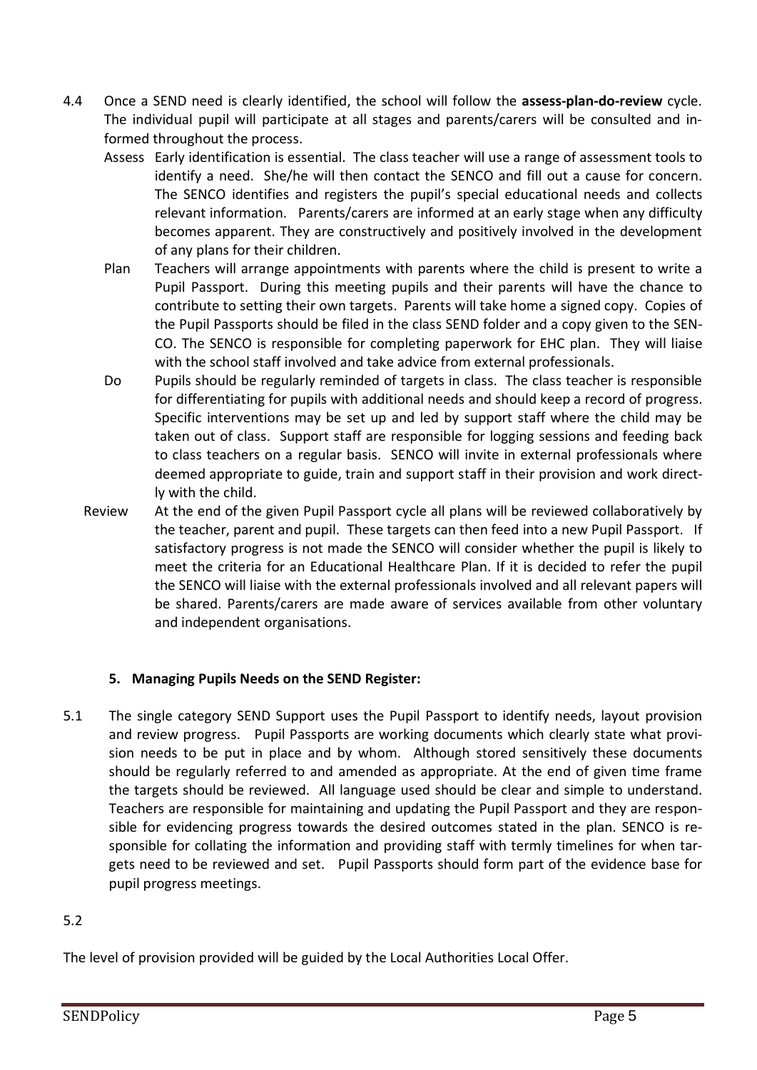4.4 Once a SEND need is clearly identified, the school will follow the **assess-plan-do-review** cycle. The individual pupil will participate at all stages and parents/carers will be consulted and informed throughout the process.

Assess Early identification is essential. The class teacher will use a range of assessment tools to identify a need. She/he will then contact the SENCO and fill out a cause for concern. The SENCO identifies and registers the pupil's special educational needs and collects relevant information. Parents/carers are informed at an early stage when any difficulty becomes apparent. They are constructively and positively involved in the development of any plans for their children.

Plan Teachers will arrange appointments with parents where the child is present to write a Pupil Passport. During this meeting pupils and their parents will have the chance to contribute to setting their own targets. Parents will take home a signed copy. Copies of the Pupil Passports should be filed in the class SEND folder and a copy given to the SENCO. The SENCO is responsible for completing paperwork for EHC plan. They will liaise with the school staff involved and take advice from external professionals.

Do Pupils should be regularly reminded of targets in class. The class teacher is responsible for differentiating for pupils with additional needs and should keep a record of progress. Specific interventions may be set up and led by support staff where the child may be taken out of class. Support staff are responsible for logging sessions and feeding back to class teachers on a regular basis. SENCO will invite in external professionals where deemed appropriate to guide, train and support staff in their provision and work directly with the child.

Review At the end of the given Pupil Passport cycle all plans will be reviewed collaboratively by the teacher, parent and pupil. These targets can then feed into a new Pupil Passport. If satisfactory progress is not made the SENCO will consider whether the pupil is likely to meet the criteria for an Educational Healthcare Plan. If it is decided to refer the pupil the SENCO will liaise with the external professionals involved and all relevant papers will be shared. Parents/carers are made aware of services available from other voluntary and independent organisations.

## 5. Managing Pupils Needs on the SEND Register:

5.1 The single category SEND Support uses the Pupil Passport to identify needs, layout provision and review progress. Pupil Passports are working documents which clearly state what provision needs to be put in place and by whom. Although stored sensitively these documents should be regularly referred to and amended as appropriate. At the end of given time frame the targets should be reviewed. All language used should be clear and simple to understand. Teachers are responsible for maintaining and updating the Pupil Passport and they are responsible for evidencing progress towards the desired outcomes stated in the plan. SENCO is responsible for collating the information and providing staff with termly timelines for when targets need to be reviewed and set. Pupil Passports should form part of the evidence base for pupil progress meetings.

5.2

The level of provision provided will be guided by the Local Authorities Local Offer.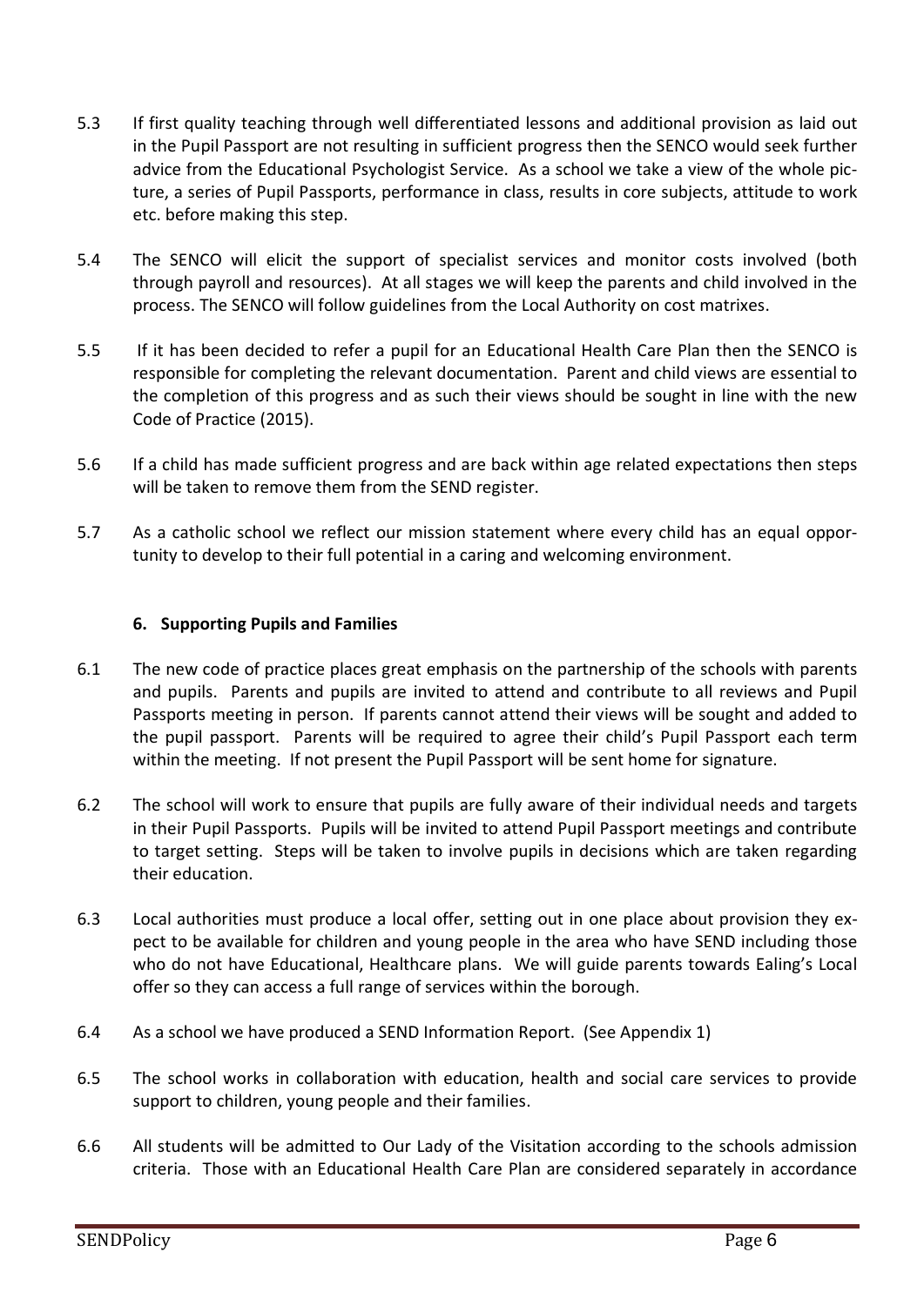5.3 If first quality teaching through well differentiated lessons and additional provision as laid out in the Pupil Passport are not resulting in sufficient progress then the SENCO would seek further advice from the Educational Psychologist Service. As a school we take a view of the whole picture, a series of Pupil Passports, performance in class, results in core subjects, attitude to work etc. before making this step.

5.4 The SENCO will elicit the support of specialist services and monitor costs involved (both through payroll and resources). At all stages we will keep the parents and child involved in the process. The SENCO will follow guidelines from the Local Authority on cost matrixes.

5.5 If it has been decided to refer a pupil for an Educational Health Care Plan then the SENCO is responsible for completing the relevant documentation. Parent and child views are essential to the completion of this progress and as such their views should be sought in line with the new Code of Practice (2015).

5.6 If a child has made sufficient progress and are back within age related expectations then steps will be taken to remove them from the SEND register.

5.7 As a catholic school we reflect our mission statement where every child has an equal opportunity to develop to their full potential in a caring and welcoming environment.

## 6. Supporting Pupils and Families

6.1 The new code of practice places great emphasis on the partnership of the schools with parents and pupils. Parents and pupils are invited to attend and contribute to all reviews and Pupil Passports meeting in person. If parents cannot attend their views will be sought and added to the pupil passport. Parents will be required to agree their child's Pupil Passport each term within the meeting. If not present the Pupil Passport will be sent home for signature.

6.2 The school will work to ensure that pupils are fully aware of their individual needs and targets in their Pupil Passports. Pupils will be invited to attend Pupil Passport meetings and contribute to target setting. Steps will be taken to involve pupils in decisions which are taken regarding their education.

6.3 Local authorities must produce a local offer, setting out in one place about provision they expect to be available for children and young people in the area who have SEND including those who do not have Educational, Healthcare plans. We will guide parents towards Ealing's Local offer so they can access a full range of services within the borough.

6.4 As a school we have produced a SEND Information Report. (See Appendix 1)

6.5 The school works in collaboration with education, health and social care services to provide support to children, young people and their families.

6.6 All students will be admitted to Our Lady of the Visitation according to the schools admission criteria. Those with an Educational Health Care Plan are considered separately in accordance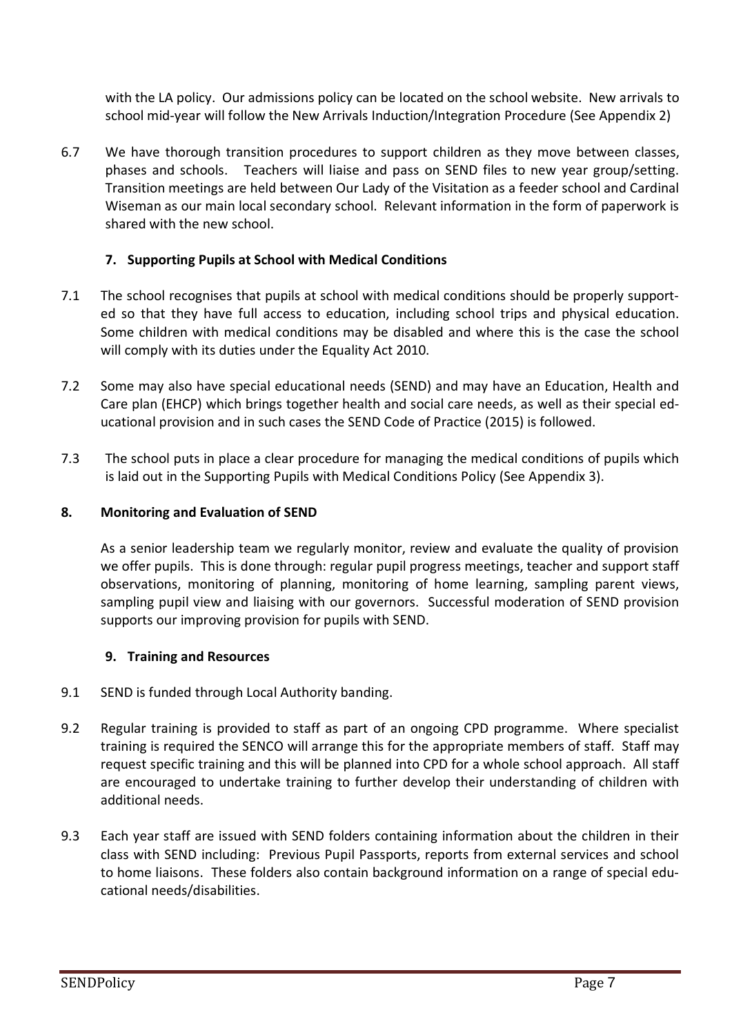with the LA policy. Our admissions policy can be located on the school website. New arrivals to school mid-year will follow the New Arrivals Induction/Integration Procedure (See Appendix 2)

6.7 We have thorough transition procedures to support children as they move between classes, phases and schools. Teachers will liaise and pass on SEND files to new year group/setting. Transition meetings are held between Our Lady of the Visitation as a feeder school and Cardinal Wiseman as our main local secondary school. Relevant information in the form of paperwork is shared with the new school.

## 7. Supporting Pupils at School with Medical Conditions

7.1 The school recognises that pupils at school with medical conditions should be properly supported so that they have full access to education, including school trips and physical education. Some children with medical conditions may be disabled and where this is the case the school will comply with its duties under the Equality Act 2010.

7.2 Some may also have special educational needs (SEND) and may have an Education, Health and Care plan (EHCP) which brings together health and social care needs, as well as their special educational provision and in such cases the SEND Code of Practice (2015) is followed.

7.3 The school puts in place a clear procedure for managing the medical conditions of pupils which is laid out in the Supporting Pupils with Medical Conditions Policy (See Appendix 3).

## 8. Monitoring and Evaluation of SEND

As a senior leadership team we regularly monitor, review and evaluate the quality of provision we offer pupils. This is done through: regular pupil progress meetings, teacher and support staff observations, monitoring of planning, monitoring of home learning, sampling parent views, sampling pupil view and liaising with our governors. Successful moderation of SEND provision supports our improving provision for pupils with SEND.

## 9. Training and Resources

9.1 SEND is funded through Local Authority banding.

9.2 Regular training is provided to staff as part of an ongoing CPD programme. Where specialist training is required the SENCO will arrange this for the appropriate members of staff. Staff may request specific training and this will be planned into CPD for a whole school approach. All staff are encouraged to undertake training to further develop their understanding of children with additional needs.

9.3 Each year staff are issued with SEND folders containing information about the children in their class with SEND including: Previous Pupil Passports, reports from external services and school to home liaisons. These folders also contain background information on a range of special educational needs/disabilities.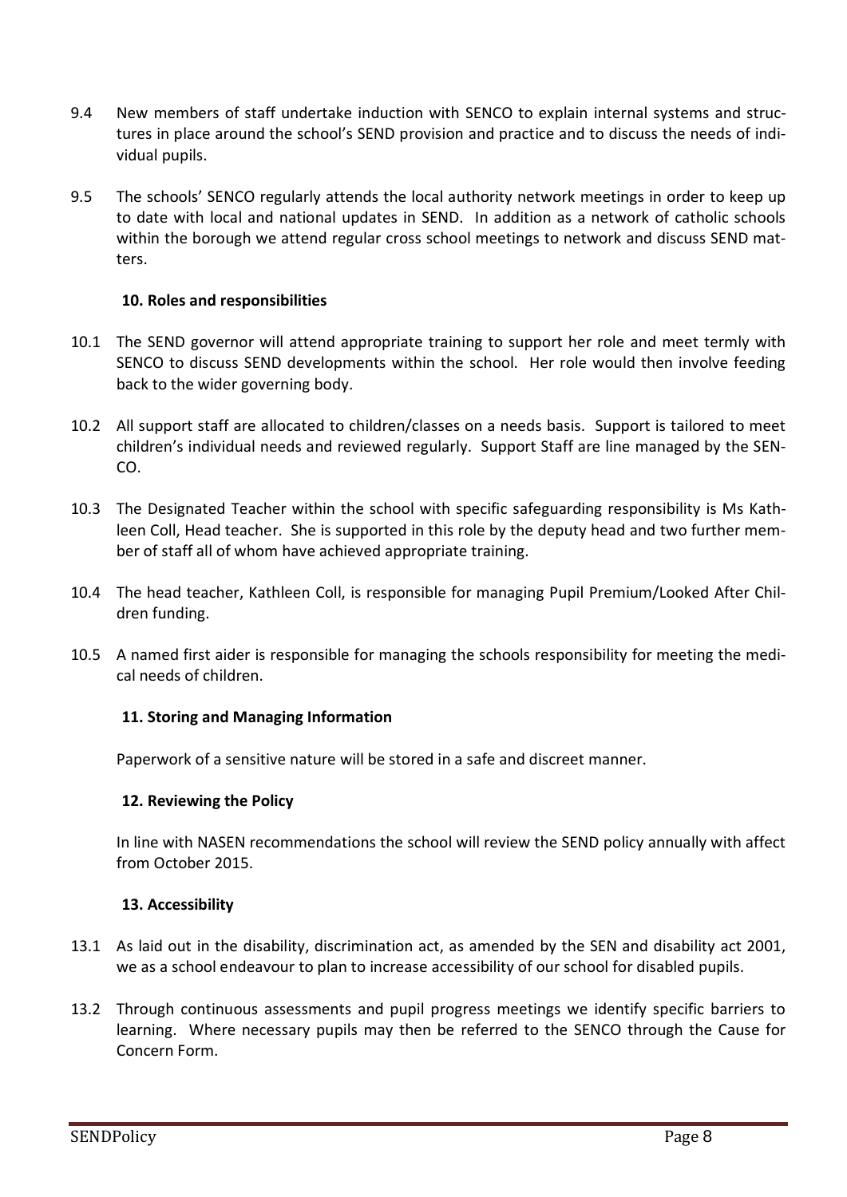9.4 New members of staff undertake induction with SENCO to explain internal systems and structures in place around the school's SEND provision and practice and to discuss the needs of individual pupils.

9.5 The schools' SENCO regularly attends the local authority network meetings in order to keep up to date with local and national updates in SEND. In addition as a network of catholic schools within the borough we attend regular cross school meetings to network and discuss SEND matters.

### 10. Roles and responsibilities

10.1 The SEND governor will attend appropriate training to support her role and meet termly with SENCO to discuss SEND developments within the school. Her role would then involve feeding back to the wider governing body.

10.2 All support staff are allocated to children/classes on a needs basis. Support is tailored to meet children's individual needs and reviewed regularly. Support Staff are line managed by the SENCO.

10.3 The Designated Teacher within the school with specific safeguarding responsibility is Ms Kathleen Coll, Head teacher. She is supported in this role by the deputy head and two further member of staff all of whom have achieved appropriate training.

10.4 The head teacher, Kathleen Coll, is responsible for managing Pupil Premium/Looked After Children funding.

10.5 A named first aider is responsible for managing the schools responsibility for meeting the medical needs of children.

### 11. Storing and Managing Information

Paperwork of a sensitive nature will be stored in a safe and discreet manner.

### 12. Reviewing the Policy

In line with NASEN recommendations the school will review the SEND policy annually with affect from October 2015.

### 13. Accessibility

13.1 As laid out in the disability, discrimination act, as amended by the SEN and disability act 2001, we as a school endeavour to plan to increase accessibility of our school for disabled pupils.

13.2 Through continuous assessments and pupil progress meetings we identify specific barriers to learning. Where necessary pupils may then be referred to the SENCO through the Cause for Concern Form.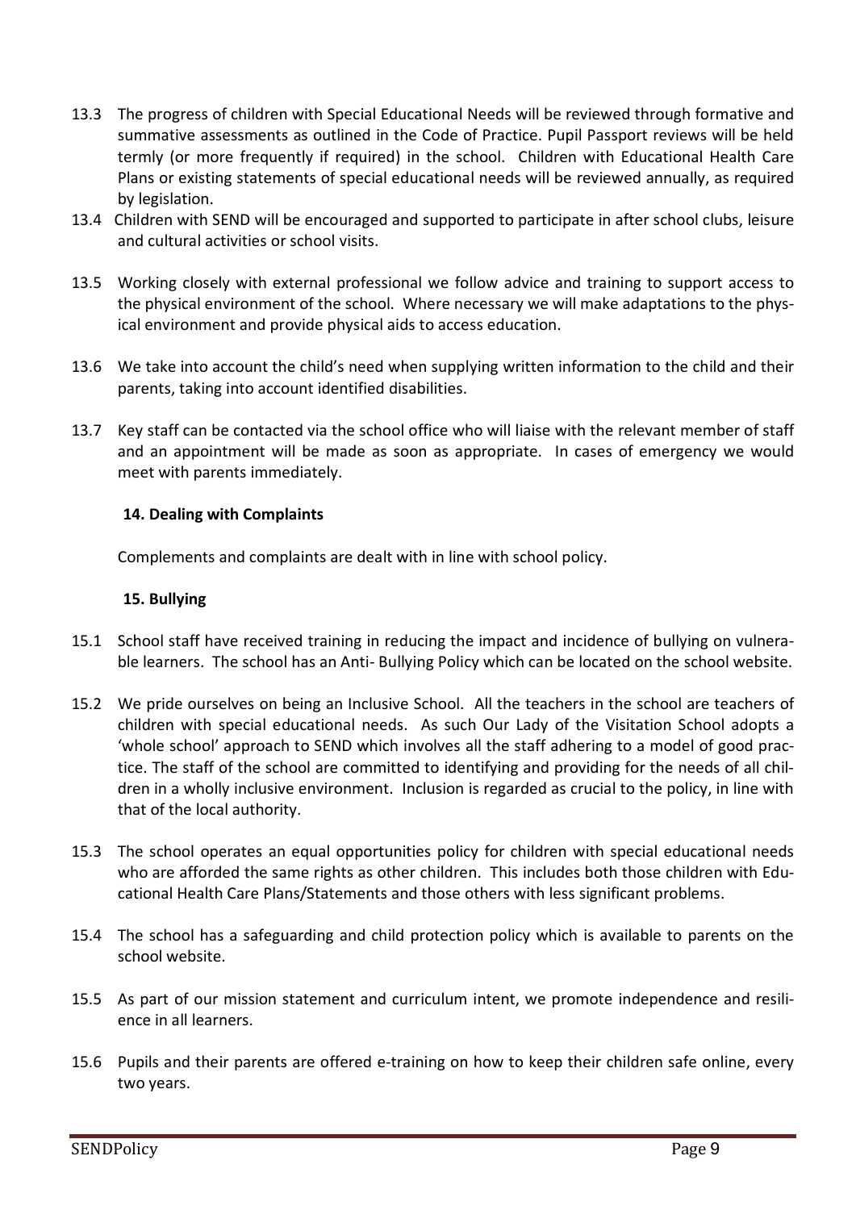13.3 The progress of children with Special Educational Needs will be reviewed through formative and summative assessments as outlined in the Code of Practice. Pupil Passport reviews will be held termly (or more frequently if required) in the school. Children with Educational Health Care Plans or existing statements of special educational needs will be reviewed annually, as required by legislation.

13.4 Children with SEND will be encouraged and supported to participate in after school clubs, leisure and cultural activities or school visits.

13.5 Working closely with external professional we follow advice and training to support access to the physical environment of the school. Where necessary we will make adaptations to the physical environment and provide physical aids to access education.

13.6 We take into account the child's need when supplying written information to the child and their parents, taking into account identified disabilities.

13.7 Key staff can be contacted via the school office who will liaise with the relevant member of staff and an appointment will be made as soon as appropriate. In cases of emergency we would meet with parents immediately.

### 14. Dealing with Complaints

Complements and complaints are dealt with in line with school policy.

### 15. Bullying

15.1 School staff have received training in reducing the impact and incidence of bullying on vulnerable learners. The school has an Anti- Bullying Policy which can be located on the school website.

15.2 We pride ourselves on being an Inclusive School. All the teachers in the school are teachers of children with special educational needs. As such Our Lady of the Visitation School adopts a 'whole school' approach to SEND which involves all the staff adhering to a model of good practice. The staff of the school are committed to identifying and providing for the needs of all children in a wholly inclusive environment. Inclusion is regarded as crucial to the policy, in line with that of the local authority.

15.3 The school operates an equal opportunities policy for children with special educational needs who are afforded the same rights as other children. This includes both those children with Educational Health Care Plans/Statements and those others with less significant problems.

15.4 The school has a safeguarding and child protection policy which is available to parents on the school website.

15.5 As part of our mission statement and curriculum intent, we promote independence and resilience in all learners.

15.6 Pupils and their parents are offered e-training on how to keep their children safe online, every two years.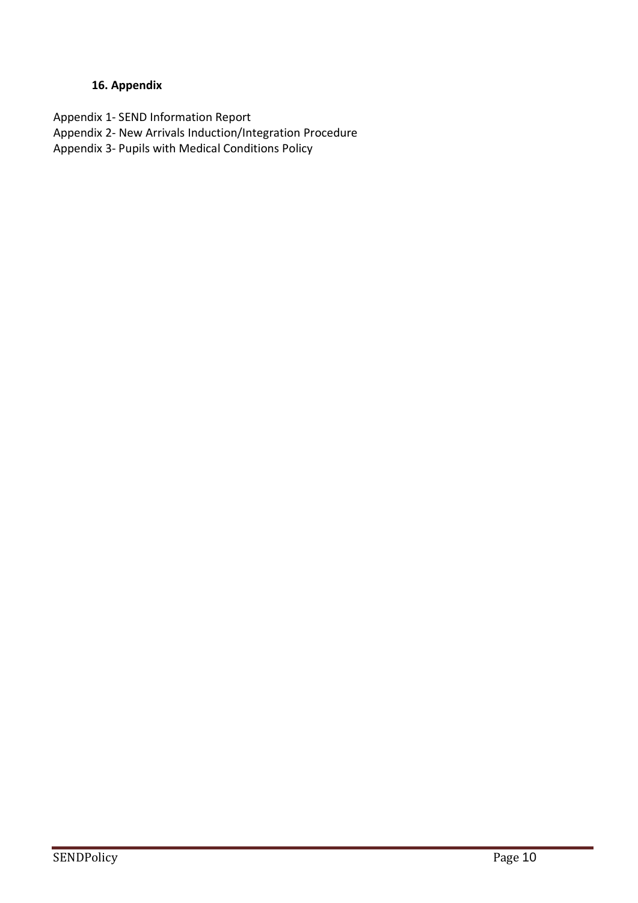## 16. Appendix

Appendix 1- SEND Information Report
Appendix 2- New Arrivals Induction/Integration Procedure
Appendix 3- Pupils with Medical Conditions Policy